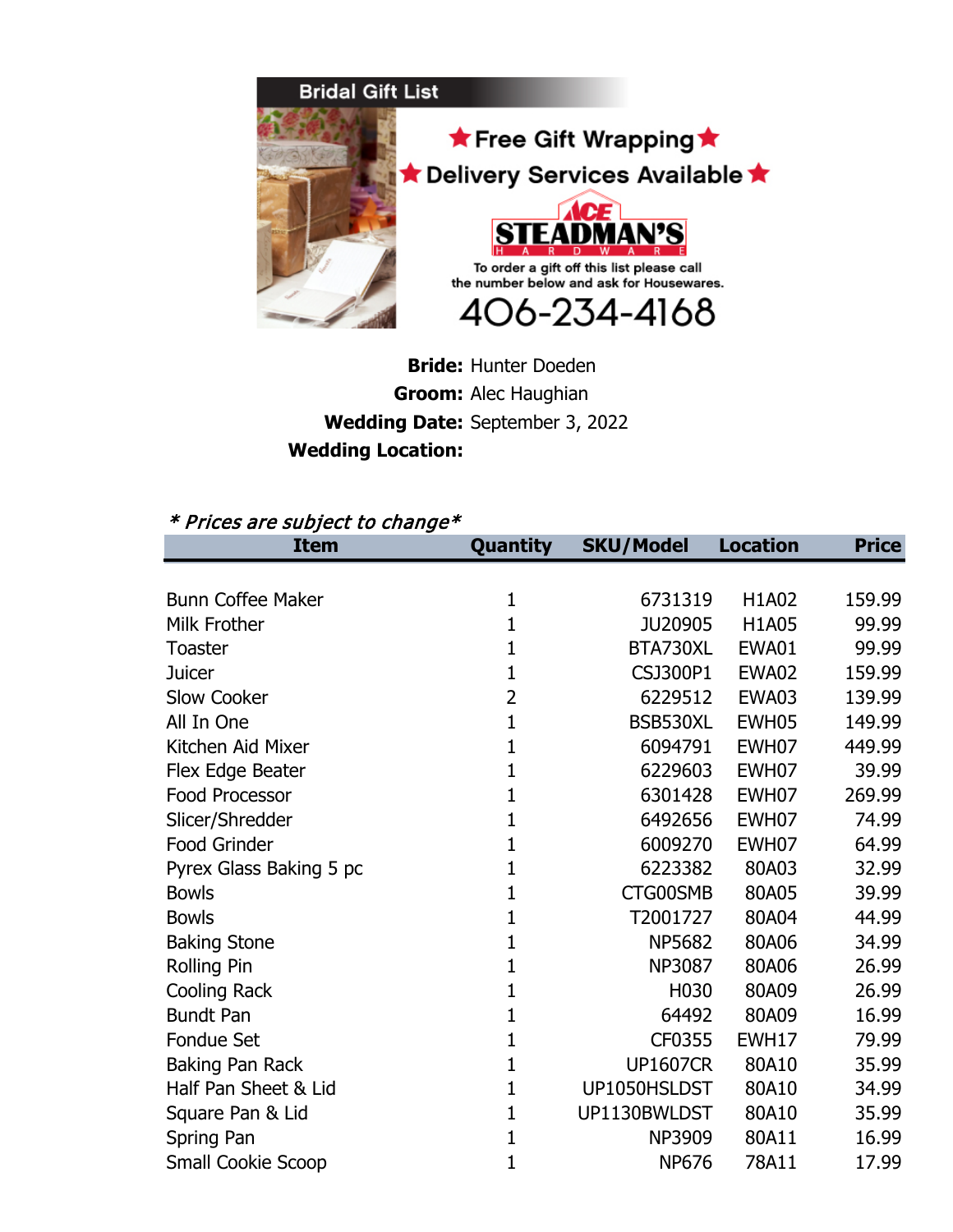## Bridal Gift List

★ Free Gift Wrapping ★

★ Delivery Services Available ★

**ACE STEADMAN'S HARDWARE**

To order a gift off this list please call the number below and ask for Housewares.

**406-234-4168**

**Bride:** Hunter Doeden
**Groom:** Alec Haughian
**Wedding Date:** September 3, 2022
**Wedding Location:**

*\* Prices are subject to change\**

| Item | Quantity | SKU/Model | Location | Price |
|---|---|---|---|---|
| Bunn Coffee Maker | 1 | 6731319 | H1A02 | 159.99 |
| Milk Frother | 1 | JU20905 | H1A05 | 99.99 |
| Toaster | 1 | BTA730XL | EWA01 | 99.99 |
| Juicer | 1 | CSJ300P1 | EWA02 | 159.99 |
| Slow Cooker | 2 | 6229512 | EWA03 | 139.99 |
| All In One | 1 | BSB530XL | EWH05 | 149.99 |
| Kitchen Aid Mixer | 1 | 6094791 | EWH07 | 449.99 |
| Flex Edge Beater | 1 | 6229603 | EWH07 | 39.99 |
| Food Processor | 1 | 6301428 | EWH07 | 269.99 |
| Slicer/Shredder | 1 | 6492656 | EWH07 | 74.99 |
| Food Grinder | 1 | 6009270 | EWH07 | 64.99 |
| Pyrex Glass Baking 5 pc | 1 | 6223382 | 80A03 | 32.99 |
| Bowls | 1 | CTG00SMB | 80A05 | 39.99 |
| Bowls | 1 | T2001727 | 80A04 | 44.99 |
| Baking Stone | 1 | NP5682 | 80A06 | 34.99 |
| Rolling Pin | 1 | NP3087 | 80A06 | 26.99 |
| Cooling Rack | 1 | H030 | 80A09 | 26.99 |
| Bundt Pan | 1 | 64492 | 80A09 | 16.99 |
| Fondue Set | 1 | CF0355 | EWH17 | 79.99 |
| Baking Pan Rack | 1 | UP1607CR | 80A10 | 35.99 |
| Half Pan Sheet & Lid | 1 | UP1050HSLDST | 80A10 | 34.99 |
| Square Pan & Lid | 1 | UP1130BWLDST | 80A10 | 35.99 |
| Spring Pan | 1 | NP3909 | 80A11 | 16.99 |
| Small Cookie Scoop | 1 | NP676 | 78A11 | 17.99 |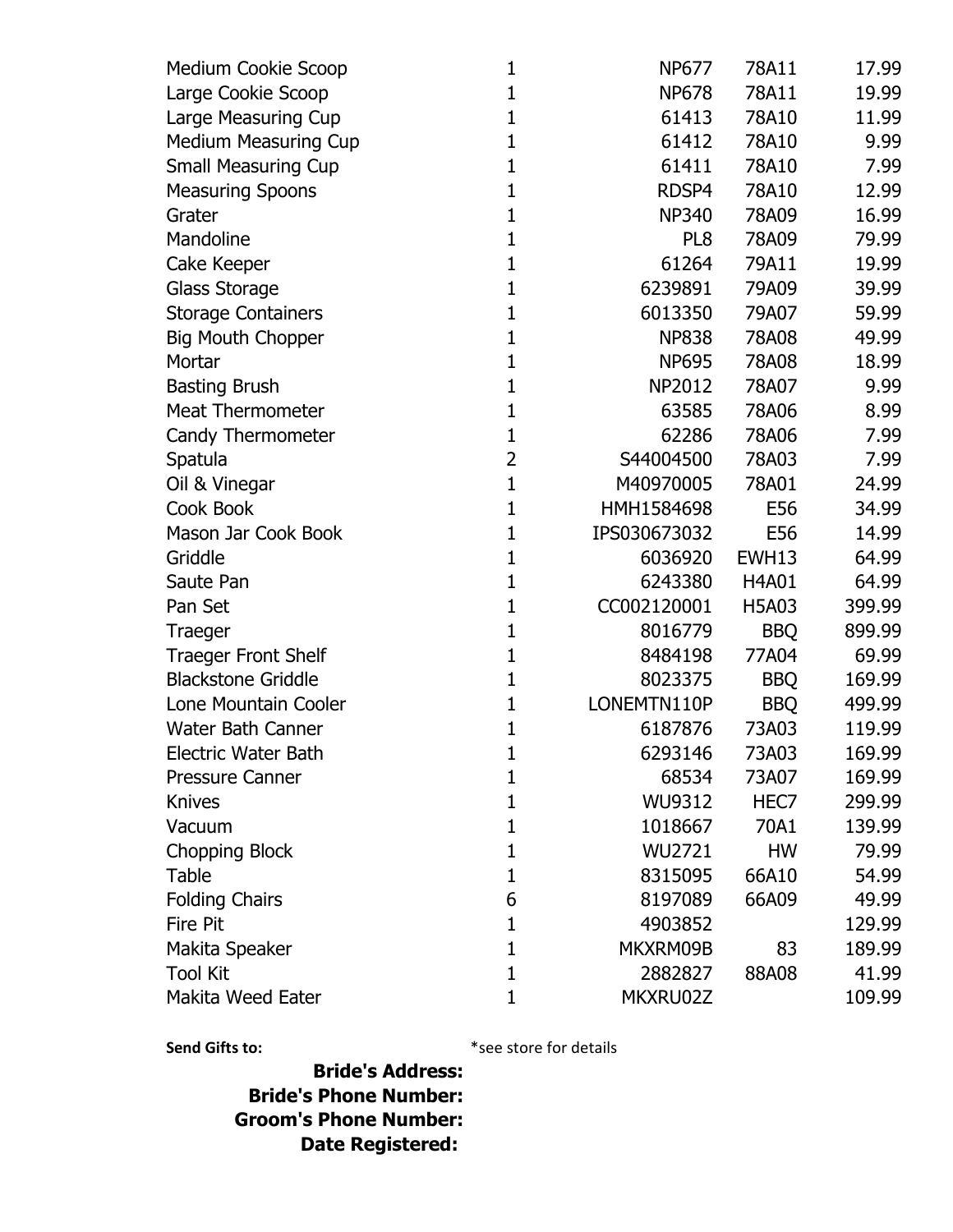| | | | | |
|---|---|---|---|---|
| Medium Cookie Scoop | 1 | NP677 | 78A11 | 17.99 |
| Large Cookie Scoop | 1 | NP678 | 78A11 | 19.99 |
| Large Measuring Cup | 1 | 61413 | 78A10 | 11.99 |
| Medium Measuring Cup | 1 | 61412 | 78A10 | 9.99 |
| Small Measuring Cup | 1 | 61411 | 78A10 | 7.99 |
| Measuring Spoons | 1 | RDSP4 | 78A10 | 12.99 |
| Grater | 1 | NP340 | 78A09 | 16.99 |
| Mandoline | 1 | PL8 | 78A09 | 79.99 |
| Cake Keeper | 1 | 61264 | 79A11 | 19.99 |
| Glass Storage | 1 | 6239891 | 79A09 | 39.99 |
| Storage Containers | 1 | 6013350 | 79A07 | 59.99 |
| Big Mouth Chopper | 1 | NP838 | 78A08 | 49.99 |
| Mortar | 1 | NP695 | 78A08 | 18.99 |
| Basting Brush | 1 | NP2012 | 78A07 | 9.99 |
| Meat Thermometer | 1 | 63585 | 78A06 | 8.99 |
| Candy Thermometer | 1 | 62286 | 78A06 | 7.99 |
| Spatula | 2 | S44004500 | 78A03 | 7.99 |
| Oil & Vinegar | 1 | M40970005 | 78A01 | 24.99 |
| Cook Book | 1 | HMH1584698 | E56 | 34.99 |
| Mason Jar Cook Book | 1 | IPS030673032 | E56 | 14.99 |
| Griddle | 1 | 6036920 | EWH13 | 64.99 |
| Saute Pan | 1 | 6243380 | H4A01 | 64.99 |
| Pan Set | 1 | CC002120001 | H5A03 | 399.99 |
| Traeger | 1 | 8016779 | BBQ | 899.99 |
| Traeger Front Shelf | 1 | 8484198 | 77A04 | 69.99 |
| Blackstone Griddle | 1 | 8023375 | BBQ | 169.99 |
| Lone Mountain Cooler | 1 | LONEMTN110P | BBQ | 499.99 |
| Water Bath Canner | 1 | 6187876 | 73A03 | 119.99 |
| Electric Water Bath | 1 | 6293146 | 73A03 | 169.99 |
| Pressure Canner | 1 | 68534 | 73A07 | 169.99 |
| Knives | 1 | WU9312 | HEC7 | 299.99 |
| Vacuum | 1 | 1018667 | 70A1 | 139.99 |
| Chopping Block | 1 | WU2721 | HW | 79.99 |
| Table | 1 | 8315095 | 66A10 | 54.99 |
| Folding Chairs | 6 | 8197089 | 66A09 | 49.99 |
| Fire Pit | 1 | 4903852 | | 129.99 |
| Makita Speaker | 1 | MKXRM09B | 83 | 189.99 |
| Tool Kit | 1 | 2882827 | 88A08 | 41.99 |
| Makita Weed Eater | 1 | MKXRU02Z | | 109.99 |

**Send Gifts to:** *see store for details

**Bride's Address:**

**Bride's Phone Number:**

**Groom's Phone Number:**

**Date Registered:**